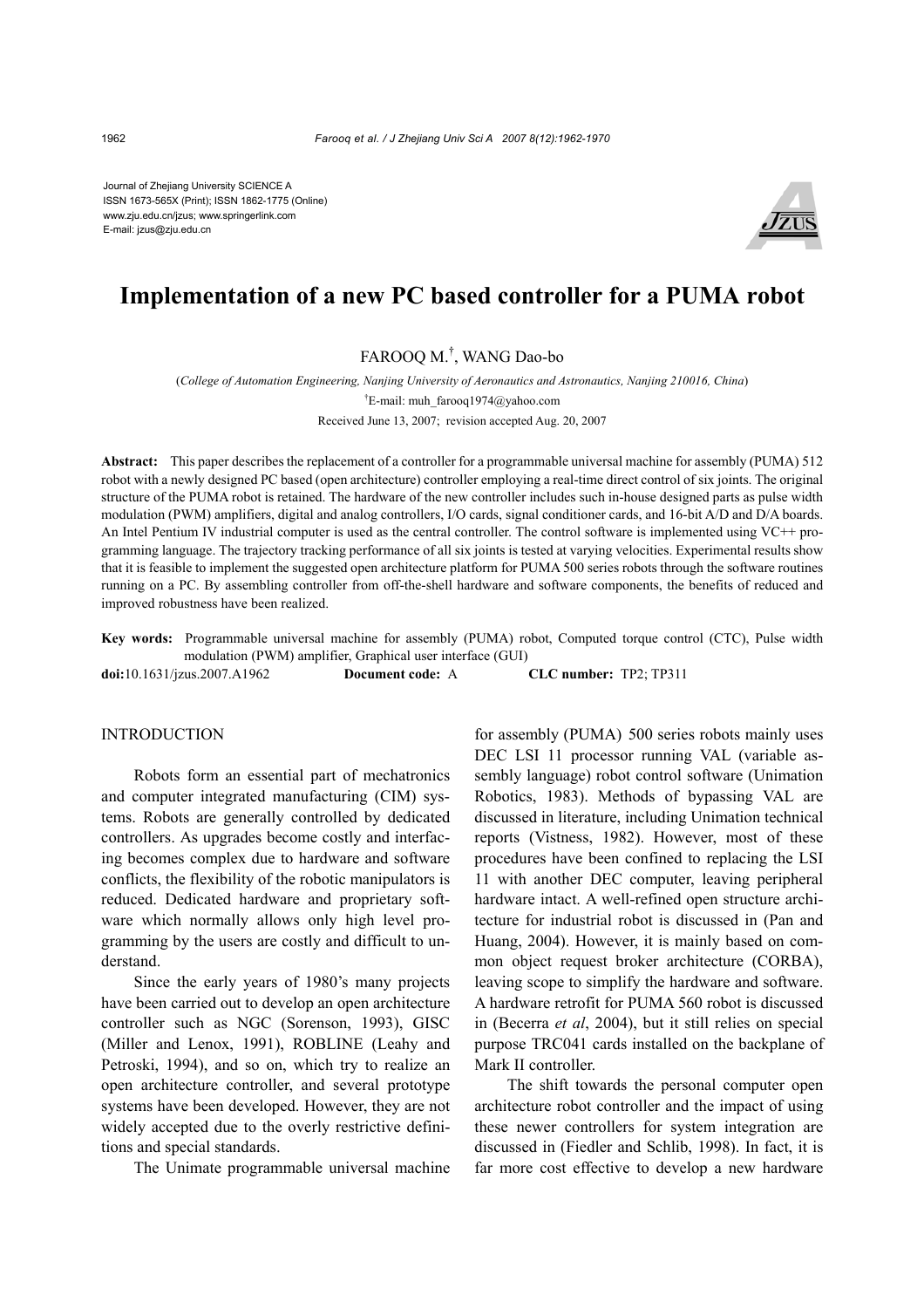Journal of Zhejiang University SCIENCE A
ISSN 1673-565X (Print); ISSN 1862-1775 (Online)
www.zju.edu.cn/jzus; www.springerlink.com
E-mail: jzus@zju.edu.cn

# Implementation of a new PC based controller for a PUMA robot

FAROOQ M.[†], WANG Dao-bo

(*College of Automation Engineering, Nanjing University of Aeronautics and Astronautics, Nanjing 210016, China*)

[†]E-mail: muh_farooq1974@yahoo.com

Received June 13, 2007; revision accepted Aug. 20, 2007

**Abstract:** This paper describes the replacement of a controller for a programmable universal machine for assembly (PUMA) 512 robot with a newly designed PC based (open architecture) controller employing a real-time direct control of six joints. The original structure of the PUMA robot is retained. The hardware of the new controller includes such in-house designed parts as pulse width modulation (PWM) amplifiers, digital and analog controllers, I/O cards, signal conditioner cards, and 16-bit A/D and D/A boards. An Intel Pentium IV industrial computer is used as the central controller. The control software is implemented using VC++ programming language. The trajectory tracking performance of all six joints is tested at varying velocities. Experimental results show that it is feasible to implement the suggested open architecture platform for PUMA 500 series robots through the software routines running on a PC. By assembling controller from off-the-shell hardware and software components, the benefits of reduced and improved robustness have been realized.

**Key words:** Programmable universal machine for assembly (PUMA) robot, Computed torque control (CTC), Pulse width modulation (PWM) amplifier, Graphical user interface (GUI)

**doi:**10.1631/jzus.2007.A1962 **Document code:** A **CLC number:** TP2; TP311

## INTRODUCTION

Robots form an essential part of mechatronics and computer integrated manufacturing (CIM) systems. Robots are generally controlled by dedicated controllers. As upgrades become costly and interfacing becomes complex due to hardware and software conflicts, the flexibility of the robotic manipulators is reduced. Dedicated hardware and proprietary software which normally allows only high level programming by the users are costly and difficult to understand.

Since the early years of 1980's many projects have been carried out to develop an open architecture controller such as NGC (Sorenson, 1993), GISC (Miller and Lenox, 1991), ROBLINE (Leahy and Petroski, 1994), and so on, which try to realize an open architecture controller, and several prototype systems have been developed. However, they are not widely accepted due to the overly restrictive definitions and special standards.

The Unimate programmable universal machine for assembly (PUMA) 500 series robots mainly uses DEC LSI 11 processor running VAL (variable assembly language) robot control software (Unimation Robotics, 1983). Methods of bypassing VAL are discussed in literature, including Unimation technical reports (Vistness, 1982). However, most of these procedures have been confined to replacing the LSI 11 with another DEC computer, leaving peripheral hardware intact. A well-refined open structure architecture for industrial robot is discussed in (Pan and Huang, 2004). However, it is mainly based on common object request broker architecture (CORBA), leaving scope to simplify the hardware and software. A hardware retrofit for PUMA 560 robot is discussed in (Becerra *et al*, 2004), but it still relies on special purpose TRC041 cards installed on the backplane of Mark II controller.

The shift towards the personal computer open architecture robot controller and the impact of using these newer controllers for system integration are discussed in (Fiedler and Schlib, 1998). In fact, it is far more cost effective to develop a new hardware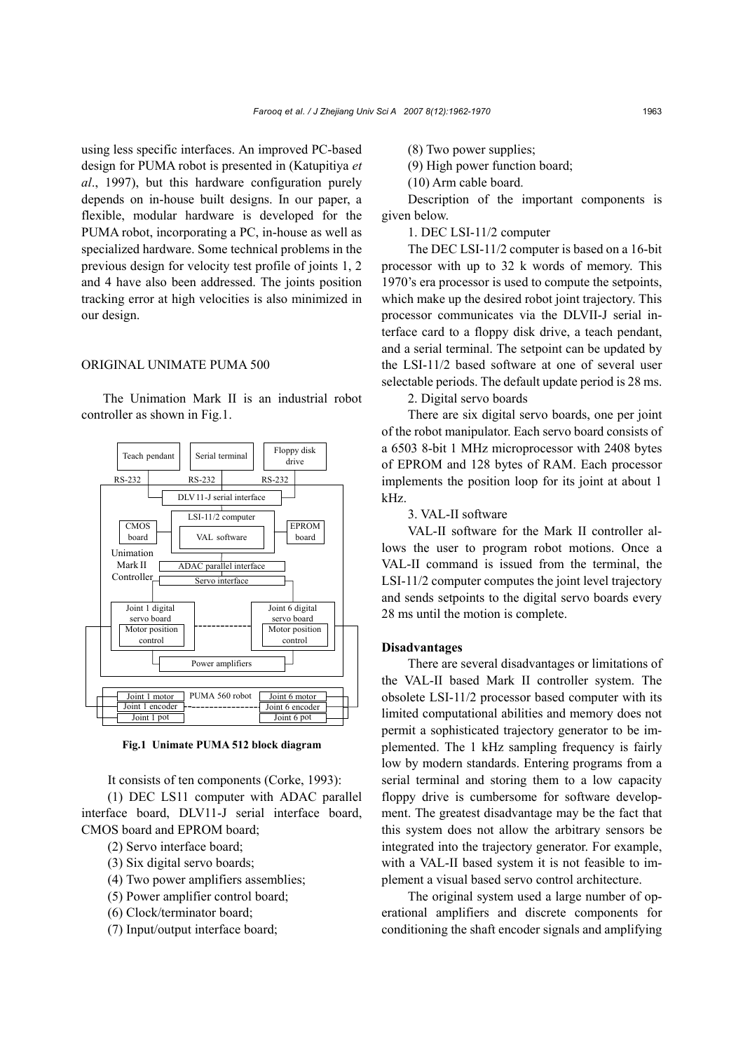using less specific interfaces. An improved PC-based design for PUMA robot is presented in (Katupitiya *et al*., 1997), but this hardware configuration purely depends on in-house built designs. In our paper, a flexible, modular hardware is developed for the PUMA robot, incorporating a PC, in-house as well as specialized hardware. Some technical problems in the previous design for velocity test profile of joints 1, 2 and 4 have also been addressed. The joints position tracking error at high velocities is also minimized in our design.

## ORIGINAL UNIMATE PUMA 500

The Unimation Mark II is an industrial robot controller as shown in Fig.1.

**Fig.1 Unimate PUMA 512 block diagram**

It consists of ten components (Corke, 1993):

(1) DEC LS11 computer with ADAC parallel interface board, DLV11-J serial interface board, CMOS board and EPROM board;

(2) Servo interface board;

(3) Six digital servo boards;

(4) Two power amplifiers assemblies;

(5) Power amplifier control board;

(6) Clock/terminator board;

(7) Input/output interface board;

(8) Two power supplies;

(9) High power function board;

(10) Arm cable board.

Description of the important components is given below.

1. DEC LSI-11/2 computer

The DEC LSI-11/2 computer is based on a 16-bit processor with up to 32 k words of memory. This 1970's era processor is used to compute the setpoints, which make up the desired robot joint trajectory. This processor communicates via the DLVII-J serial interface card to a floppy disk drive, a teach pendant, and a serial terminal. The setpoint can be updated by the LSI-11/2 based software at one of several user selectable periods. The default update period is 28 ms.

2. Digital servo boards

There are six digital servo boards, one per joint of the robot manipulator. Each servo board consists of a 6503 8-bit 1 MHz microprocessor with 2408 bytes of EPROM and 128 bytes of RAM. Each processor implements the position loop for its joint at about 1 kHz.

3. VAL-II software

VAL-II software for the Mark II controller allows the user to program robot motions. Once a VAL-II command is issued from the terminal, the LSI-11/2 computer computes the joint level trajectory and sends setpoints to the digital servo boards every 28 ms until the motion is complete.

### Disadvantages

There are several disadvantages or limitations of the VAL-II based Mark II controller system. The obsolete LSI-11/2 processor based computer with its limited computational abilities and memory does not permit a sophisticated trajectory generator to be implemented. The 1 kHz sampling frequency is fairly low by modern standards. Entering programs from a serial terminal and storing them to a low capacity floppy drive is cumbersome for software development. The greatest disadvantage may be the fact that this system does not allow the arbitrary sensors be integrated into the trajectory generator. For example, with a VAL-II based system it is not feasible to implement a visual based servo control architecture.

The original system used a large number of operational amplifiers and discrete components for conditioning the shaft encoder signals and amplifying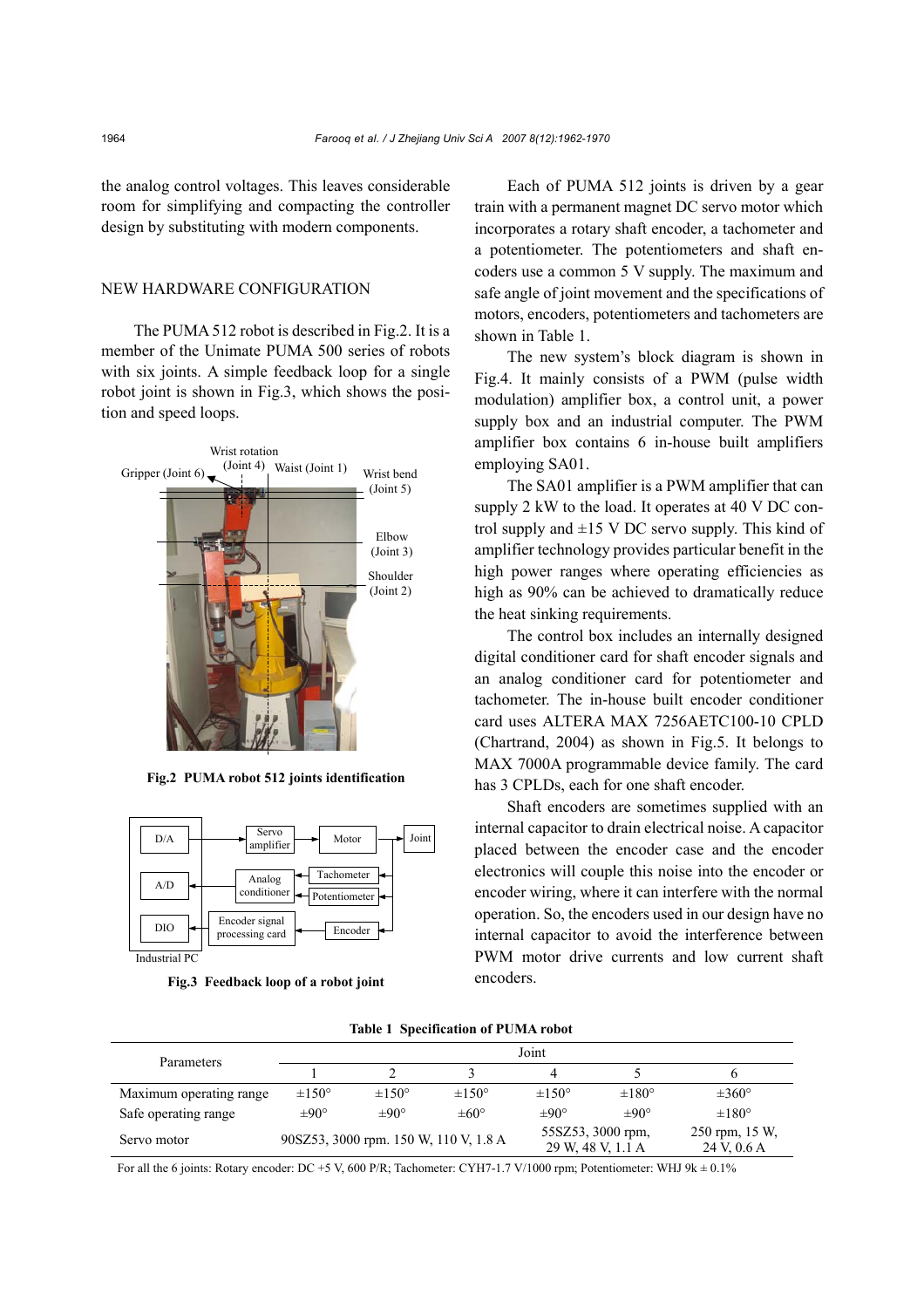the analog control voltages. This leaves considerable room for simplifying and compacting the controller design by substituting with modern components.

## NEW HARDWARE CONFIGURATION

The PUMA 512 robot is described in Fig.2. It is a member of the Unimate PUMA 500 series of robots with six joints. A simple feedback loop for a single robot joint is shown in Fig.3, which shows the position and speed loops.

**Fig.2 PUMA robot 512 joints identification**

**Fig.3 Feedback loop of a robot joint**

Each of PUMA 512 joints is driven by a gear train with a permanent magnet DC servo motor which incorporates a rotary shaft encoder, a tachometer and a potentiometer. The potentiometers and shaft encoders use a common 5 V supply. The maximum and safe angle of joint movement and the specifications of motors, encoders, potentiometers and tachometers are shown in Table 1.

The new system's block diagram is shown in Fig.4. It mainly consists of a PWM (pulse width modulation) amplifier box, a control unit, a power supply box and an industrial computer. The PWM amplifier box contains 6 in-house built amplifiers employing SA01.

The SA01 amplifier is a PWM amplifier that can supply 2 kW to the load. It operates at 40 V DC control supply and ±15 V DC servo supply. This kind of amplifier technology provides particular benefit in the high power ranges where operating efficiencies as high as 90% can be achieved to dramatically reduce the heat sinking requirements.

The control box includes an internally designed digital conditioner card for shaft encoder signals and an analog conditioner card for potentiometer and tachometer. The in-house built encoder conditioner card uses ALTERA MAX 7256AETC100-10 CPLD (Chartrand, 2004) as shown in Fig.5. It belongs to MAX 7000A programmable device family. The card has 3 CPLDs, each for one shaft encoder.

Shaft encoders are sometimes supplied with an internal capacitor to drain electrical noise. A capacitor placed between the encoder case and the encoder electronics will couple this noise into the encoder or encoder wiring, where it can interfere with the normal operation. So, the encoders used in our design have no internal capacitor to avoid the interference between PWM motor drive currents and low current shaft encoders.

**Table 1 Specification of PUMA robot**

| Parameters | Joint | | | | | |
|---|---|---|---|---|---|---|
| | 1 | 2 | 3 | 4 | 5 | 6 |
| Maximum operating range | ±150° | ±150° | ±150° | ±150° | ±180° | ±360° |
| Safe operating range | ±90° | ±90° | ±60° | ±90° | ±90° | ±180° |
| Servo motor | 90SZ53, 3000 rpm. 150 W, 110 V, 1.8 A | | | 55SZ53, 3000 rpm, 29 W, 48 V, 1.1 A | | 250 rpm, 15 W, 24 V, 0.6 A |

For all the 6 joints: Rotary encoder: DC +5 V, 600 P/R; Tachometer: CYH7-1.7 V/1000 rpm; Potentiometer: WHJ 9k ± 0.1%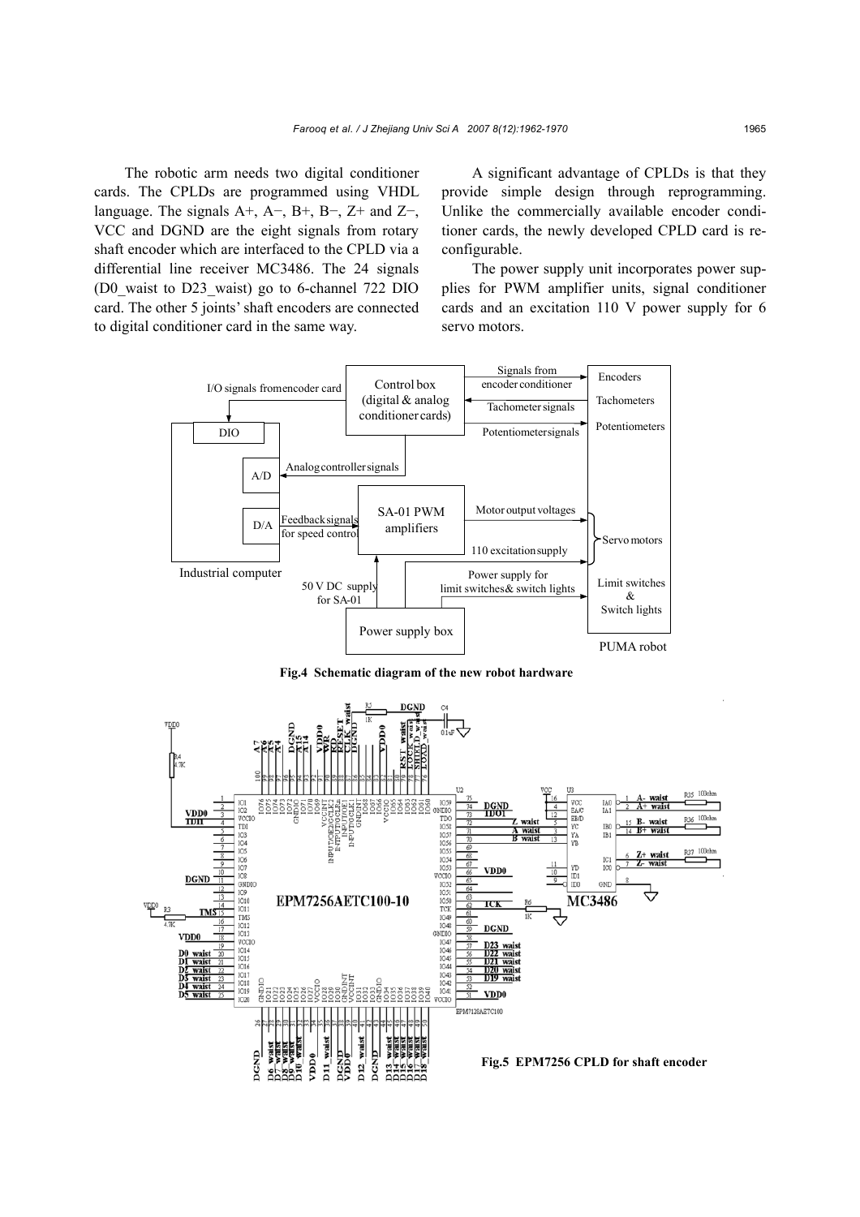The robotic arm needs two digital conditioner cards. The CPLDs are programmed using VHDL language. The signals A+, A−, B+, B−, Z+ and Z−, VCC and DGND are the eight signals from rotary shaft encoder which are interfaced to the CPLD via a differential line receiver MC3486. The 24 signals (D0_waist to D23_waist) go to 6-channel 722 DIO card. The other 5 joints' shaft encoders are connected to digital conditioner card in the same way.

A significant advantage of CPLDs is that they provide simple design through reprogramming. Unlike the commercially available encoder conditioner cards, the newly developed CPLD card is reconfigurable.

The power supply unit incorporates power supplies for PWM amplifier units, signal conditioner cards and an excitation 110 V power supply for 6 servo motors.

**Fig.4 Schematic diagram of the new robot hardware**

**Fig.5 EPM7256 CPLD for shaft encoder**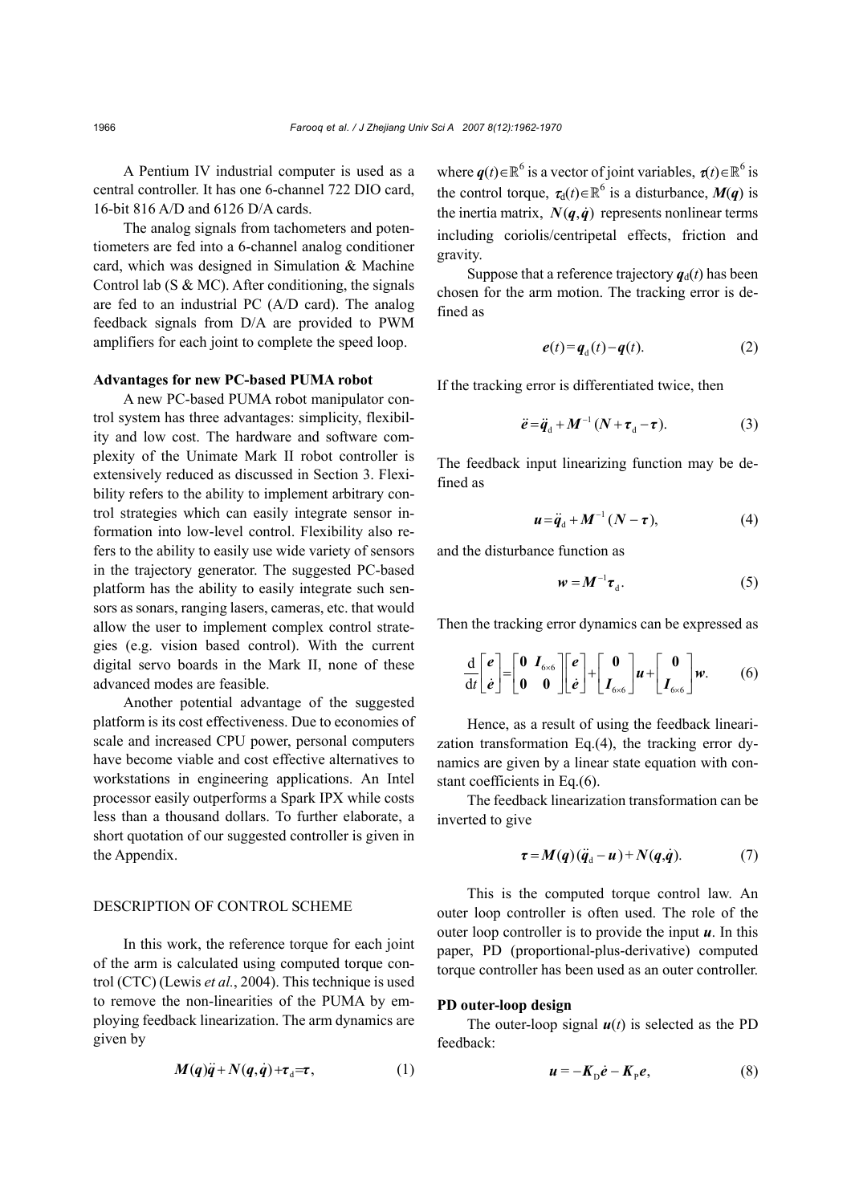A Pentium IV industrial computer is used as a central controller. It has one 6-channel 722 DIO card, 16-bit 816 A/D and 6126 D/A cards.

The analog signals from tachometers and potentiometers are fed into a 6-channel analog conditioner card, which was designed in Simulation & Machine Control lab (S & MC). After conditioning, the signals are fed to an industrial PC (A/D card). The analog feedback signals from D/A are provided to PWM amplifiers for each joint to complete the speed loop.

**Advantages for new PC-based PUMA robot**

A new PC-based PUMA robot manipulator control system has three advantages: simplicity, flexibility and low cost. The hardware and software complexity of the Unimate Mark II robot controller is extensively reduced as discussed in Section 3. Flexibility refers to the ability to implement arbitrary control strategies which can easily integrate sensor information into low-level control. Flexibility also refers to the ability to easily use wide variety of sensors in the trajectory generator. The suggested PC-based platform has the ability to easily integrate such sensors as sonars, ranging lasers, cameras, etc. that would allow the user to implement complex control strategies (e.g. vision based control). With the current digital servo boards in the Mark II, none of these advanced modes are feasible.

Another potential advantage of the suggested platform is its cost effectiveness. Due to economies of scale and increased CPU power, personal computers have become viable and cost effective alternatives to workstations in engineering applications. An Intel processor easily outperforms a Spark IPX while costs less than a thousand dollars. To further elaborate, a short quotation of our suggested controller is given in the Appendix.

## DESCRIPTION OF CONTROL SCHEME

In this work, the reference torque for each joint of the arm is calculated using computed torque control (CTC) (Lewis *et al.*, 2004). This technique is used to remove the non-linearities of the PUMA by employing feedback linearization. The arm dynamics are given by

$$\boldsymbol{M}(\boldsymbol{q})\ddot{\boldsymbol{q}}+\boldsymbol{N}(\boldsymbol{q},\dot{\boldsymbol{q}})+\boldsymbol{\tau}_{\mathrm{d}}=\boldsymbol{\tau}, \tag{1}$$

where $\boldsymbol{q}(t)\in\mathbb{R}^6$ is a vector of joint variables, $\boldsymbol{\tau}(t)\in\mathbb{R}^6$ is the control torque, $\boldsymbol{\tau}_{\mathrm{d}}(t)\in\mathbb{R}^6$ is a disturbance, $\boldsymbol{M}(\boldsymbol{q})$ is the inertia matrix, $\boldsymbol{N}(\boldsymbol{q},\dot{\boldsymbol{q}})$ represents nonlinear terms including coriolis/centripetal effects, friction and gravity.

Suppose that a reference trajectory $\boldsymbol{q}_{\mathrm{d}}(t)$ has been chosen for the arm motion. The tracking error is defined as

$$\boldsymbol{e}(t)=\boldsymbol{q}_{\mathrm{d}}(t)-\boldsymbol{q}(t). \tag{2}$$

If the tracking error is differentiated twice, then

$$\ddot{\boldsymbol{e}}=\ddot{\boldsymbol{q}}_{\mathrm{d}}+\boldsymbol{M}^{-1}(\boldsymbol{N}+\boldsymbol{\tau}_{\mathrm{d}}-\boldsymbol{\tau}). \tag{3}$$

The feedback input linearizing function may be defined as

$$\boldsymbol{u}=\ddot{\boldsymbol{q}}_{\mathrm{d}}+\boldsymbol{M}^{-1}(\boldsymbol{N}-\boldsymbol{\tau}), \tag{4}$$

and the disturbance function as

$$\boldsymbol{w}=\boldsymbol{M}^{-1}\boldsymbol{\tau}_{\mathrm{d}}. \tag{5}$$

Then the tracking error dynamics can be expressed as

$$\frac{\mathrm{d}}{\mathrm{d}t}\begin{bmatrix}\boldsymbol{e}\\ \dot{\boldsymbol{e}}\end{bmatrix}=\begin{bmatrix}\boldsymbol{0} & \boldsymbol{I}_{6\times6}\\ \boldsymbol{0} & \boldsymbol{0}\end{bmatrix}\begin{bmatrix}\boldsymbol{e}\\ \dot{\boldsymbol{e}}\end{bmatrix}+\begin{bmatrix}\boldsymbol{0}\\ \boldsymbol{I}_{6\times6}\end{bmatrix}\boldsymbol{u}+\begin{bmatrix}\boldsymbol{0}\\ \boldsymbol{I}_{6\times6}\end{bmatrix}\boldsymbol{w}. \tag{6}$$

Hence, as a result of using the feedback linearization transformation Eq.(4), the tracking error dynamics are given by a linear state equation with constant coefficients in Eq.(6).

The feedback linearization transformation can be inverted to give

$$\boldsymbol{\tau}=\boldsymbol{M}(\boldsymbol{q})(\ddot{\boldsymbol{q}}_{\mathrm{d}}-\boldsymbol{u})+\boldsymbol{N}(\boldsymbol{q},\dot{\boldsymbol{q}}). \tag{7}$$

This is the computed torque control law. An outer loop controller is often used. The role of the outer loop controller is to provide the input $\boldsymbol{u}$. In this paper, PD (proportional-plus-derivative) computed torque controller has been used as an outer controller.

**PD outer-loop design**

The outer-loop signal $\boldsymbol{u}(t)$ is selected as the PD feedback:

$$\boldsymbol{u}=-\boldsymbol{K}_{\mathrm{D}}\dot{\boldsymbol{e}}-\boldsymbol{K}_{\mathrm{P}}\boldsymbol{e}, \tag{8}$$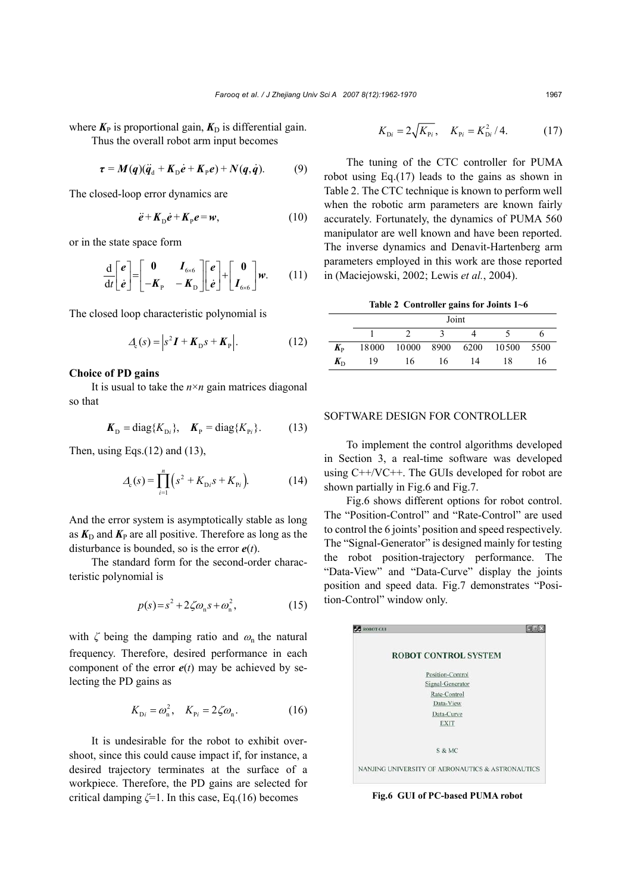where $\boldsymbol{K}_{\rm P}$ is proportional gain, $\boldsymbol{K}_{\rm D}$ is differential gain.

Thus the overall robot arm input becomes

$$\boldsymbol{\tau} = \boldsymbol{M}(\boldsymbol{q})(\ddot{\boldsymbol{q}}_{\rm d} + \boldsymbol{K}_{\rm D}\dot{\boldsymbol{e}} + \boldsymbol{K}_{\rm P}\boldsymbol{e}) + \boldsymbol{N}(\boldsymbol{q},\dot{\boldsymbol{q}}). \tag{9}$$

The closed-loop error dynamics are

$$\ddot{\boldsymbol{e}} + \boldsymbol{K}_{\rm D}\dot{\boldsymbol{e}} + \boldsymbol{K}_{\rm P}\boldsymbol{e} = \boldsymbol{w}, \tag{10}$$

or in the state space form

$$\frac{\rm d}{{\rm d}t}\begin{bmatrix}\boldsymbol{e}\\ \dot{\boldsymbol{e}}\end{bmatrix} = \begin{bmatrix}\boldsymbol{0} & \boldsymbol{I}_{6\times 6}\\ -\boldsymbol{K}_{\rm P} & -\boldsymbol{K}_{\rm D}\end{bmatrix}\begin{bmatrix}\boldsymbol{e}\\ \dot{\boldsymbol{e}}\end{bmatrix} + \begin{bmatrix}\boldsymbol{0}\\ \boldsymbol{I}_{6\times 6}\end{bmatrix}\boldsymbol{w}. \tag{11}$$

The closed loop characteristic polynomial is

$$\Delta_{\rm c}(s) = \left|s^2\boldsymbol{I} + \boldsymbol{K}_{\rm D}s + \boldsymbol{K}_{\rm P}\right|. \tag{12}$$

**Choice of PD gains**

It is usual to take the $n\times n$ gain matrices diagonal so that

$$\boldsymbol{K}_{\rm D} = {\rm diag}\{K_{{\rm D}i}\}, \quad \boldsymbol{K}_{\rm P} = {\rm diag}\{K_{{\rm P}i}\}. \tag{13}$$

Then, using Eqs.(12) and (13),

$$\Delta_{\rm c}(s) = \prod_{i=1}^{n}\left(s^2 + K_{{\rm D}i}s + K_{{\rm P}i}\right). \tag{14}$$

And the error system is asymptotically stable as long as $\boldsymbol{K}_{\rm D}$ and $\boldsymbol{K}_{\rm P}$ are all positive. Therefore as long as the disturbance is bounded, so is the error $\boldsymbol{e}(t)$.

The standard form for the second-order characteristic polynomial is

$$p(s) = s^2 + 2\zeta\omega_{\rm n}s + \omega_{\rm n}^2, \tag{15}$$

with $\zeta$ being the damping ratio and $\omega_{\rm n}$ the natural frequency. Therefore, desired performance in each component of the error $\boldsymbol{e}(t)$ may be achieved by selecting the PD gains as

$$K_{{\rm D}i} = \omega_{\rm n}^2, \quad K_{{\rm P}i} = 2\zeta\omega_{\rm n}. \tag{16}$$

It is undesirable for the robot to exhibit overshoot, since this could cause impact if, for instance, a desired trajectory terminates at the surface of a workpiece. Therefore, the PD gains are selected for critical damping $\zeta$=1. In this case, Eq.(16) becomes

$$K_{{\rm D}i} = 2\sqrt{K_{{\rm P}i}}, \quad K_{{\rm P}i} = K_{{\rm D}i}^2/4. \tag{17}$$

The tuning of the CTC controller for PUMA robot using Eq.(17) leads to the gains as shown in Table 2. The CTC technique is known to perform well when the robotic arm parameters are known fairly accurately. Fortunately, the dynamics of PUMA 560 manipulator are well known and have been reported. The inverse dynamics and Denavit-Hartenberg arm parameters employed in this work are those reported in (Maciejowski, 2002; Lewis *et al.*, 2004).

**Table 2 Controller gains for Joints 1~6**

| | Joint | | | | | |
|---|---|---|---|---|---|---|
| | 1 | 2 | 3 | 4 | 5 | 6 |
| $\boldsymbol{K}_{\rm P}$ | 18000 | 10000 | 8900 | 6200 | 10500 | 5500 |
| $\boldsymbol{K}_{\rm D}$ | 19 | 16 | 16 | 14 | 18 | 16 |

## SOFTWARE DESIGN FOR CONTROLLER

To implement the control algorithms developed in Section 3, a real-time software was developed using C++/VC++. The GUIs developed for robot are shown partially in Fig.6 and Fig.7.

Fig.6 shows different options for robot control. The "Position-Control" and "Rate-Control" are used to control the 6 joints' position and speed respectively. The "Signal-Generator" is designed mainly for testing the robot position-trajectory performance. The "Data-View" and "Data-Curve" display the joints position and speed data. Fig.7 demonstrates "Position-Control" window only.

ROBOT GUI

ROBOT CONTROL SYSTEM

Position-Control
Signal-Generator
Rate-Control
Data-View
Data-Curve
EXIT

S & MC

NANJING UNIVERSITY OF AERONAUTICS & ASTRONAUTICS

**Fig.6 GUI of PC-based PUMA robot**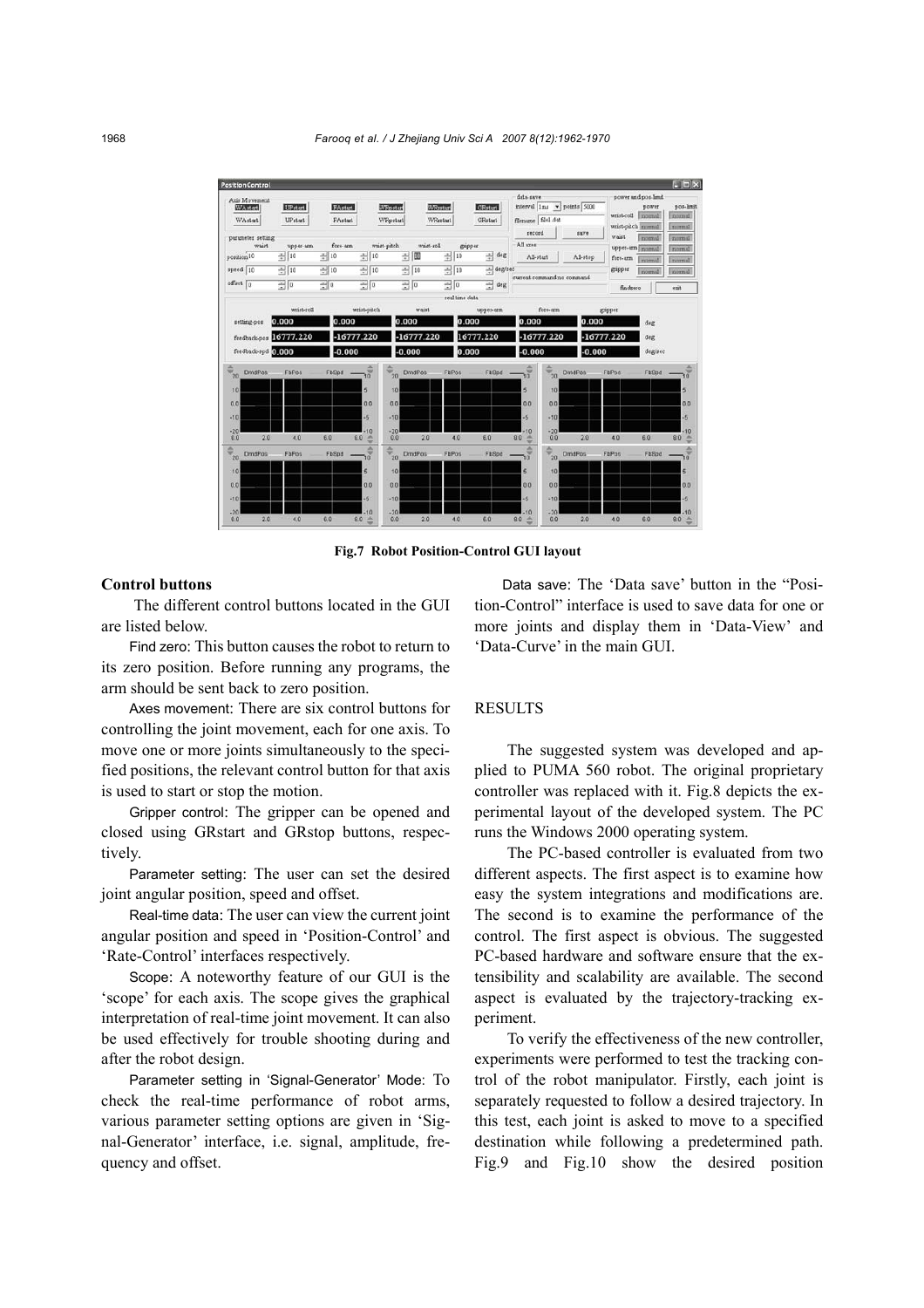Fig.7 Robot Position-Control GUI layout

**Control buttons**

The different control buttons located in the GUI are listed below.

Find zero: This button causes the robot to return to its zero position. Before running any programs, the arm should be sent back to zero position.

Axes movement: There are six control buttons for controlling the joint movement, each for one axis. To move one or more joints simultaneously to the specified positions, the relevant control button for that axis is used to start or stop the motion.

Gripper control: The gripper can be opened and closed using GRstart and GRstop buttons, respectively.

Parameter setting: The user can set the desired joint angular position, speed and offset.

Real-time data: The user can view the current joint angular position and speed in 'Position-Control' and 'Rate-Control' interfaces respectively.

Scope: A noteworthy feature of our GUI is the 'scope' for each axis. The scope gives the graphical interpretation of real-time joint movement. It can also be used effectively for trouble shooting during and after the robot design.

Parameter setting in 'Signal-Generator' Mode: To check the real-time performance of robot arms, various parameter setting options are given in 'Signal-Generator' interface, i.e. signal, amplitude, frequency and offset.

Data save: The 'Data save' button in the "Position-Control" interface is used to save data for one or more joints and display them in 'Data-View' and 'Data-Curve' in the main GUI.

## RESULTS

The suggested system was developed and applied to PUMA 560 robot. The original proprietary controller was replaced with it. Fig.8 depicts the experimental layout of the developed system. The PC runs the Windows 2000 operating system.

The PC-based controller is evaluated from two different aspects. The first aspect is to examine how easy the system integrations and modifications are. The second is to examine the performance of the control. The first aspect is obvious. The suggested PC-based hardware and software ensure that the extensibility and scalability are available. The second aspect is evaluated by the trajectory-tracking experiment.

To verify the effectiveness of the new controller, experiments were performed to test the tracking control of the robot manipulator. Firstly, each joint is separately requested to follow a desired trajectory. In this test, each joint is asked to move to a specified destination while following a predetermined path. Fig.9 and Fig.10 show the desired position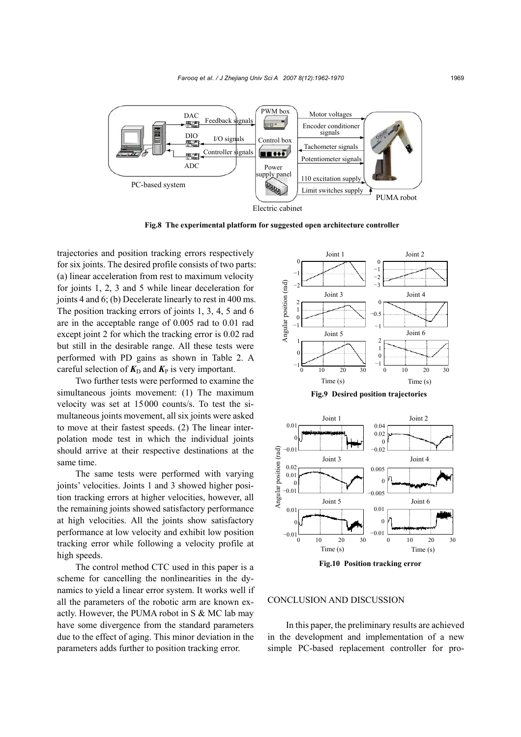Fig.8 The experimental platform for suggested open architecture controller

trajectories and position tracking errors respectively for six joints. The desired profile consists of two parts: (a) linear acceleration from rest to maximum velocity for joints 1, 2, 3 and 5 while linear deceleration for joints 4 and 6; (b) Decelerate linearly to rest in 400 ms. The position tracking errors of joints 1, 3, 4, 5 and 6 are in the acceptable range of 0.005 rad to 0.01 rad except joint 2 for which the tracking error is 0.02 rad but still in the desirable range. All these tests were performed with PD gains as shown in Table 2. A careful selection of $\boldsymbol{K}_{\mathrm{D}}$ and $\boldsymbol{K}_{\mathrm{P}}$ is very important.

Two further tests were performed to examine the simultaneous joints movement: (1) The maximum velocity was set at 15000 counts/s. To test the simultaneous joints movement, all six joints were asked to move at their fastest speeds. (2) The linear interpolation mode test in which the individual joints should arrive at their respective destinations at the same time.

The same tests were performed with varying joints' velocities. Joints 1 and 3 showed higher position tracking errors at higher velocities, however, all the remaining joints showed satisfactory performance at high velocities. All the joints show satisfactory performance at low velocity and exhibit low position tracking error while following a velocity profile at high speeds.

The control method CTC used in this paper is a scheme for cancelling the nonlinearities in the dynamics to yield a linear error system. It works well if all the parameters of the robotic arm are known exactly. However, the PUMA robot in S & MC lab may have some divergence from the standard parameters due to the effect of aging. This minor deviation in the parameters adds further to position tracking error.

Fig.9 Desired position trajectories

Fig.10 Position tracking error

## CONCLUSION AND DISCUSSION

In this paper, the preliminary results are achieved in the development and implementation of a new simple PC-based replacement controller for pro-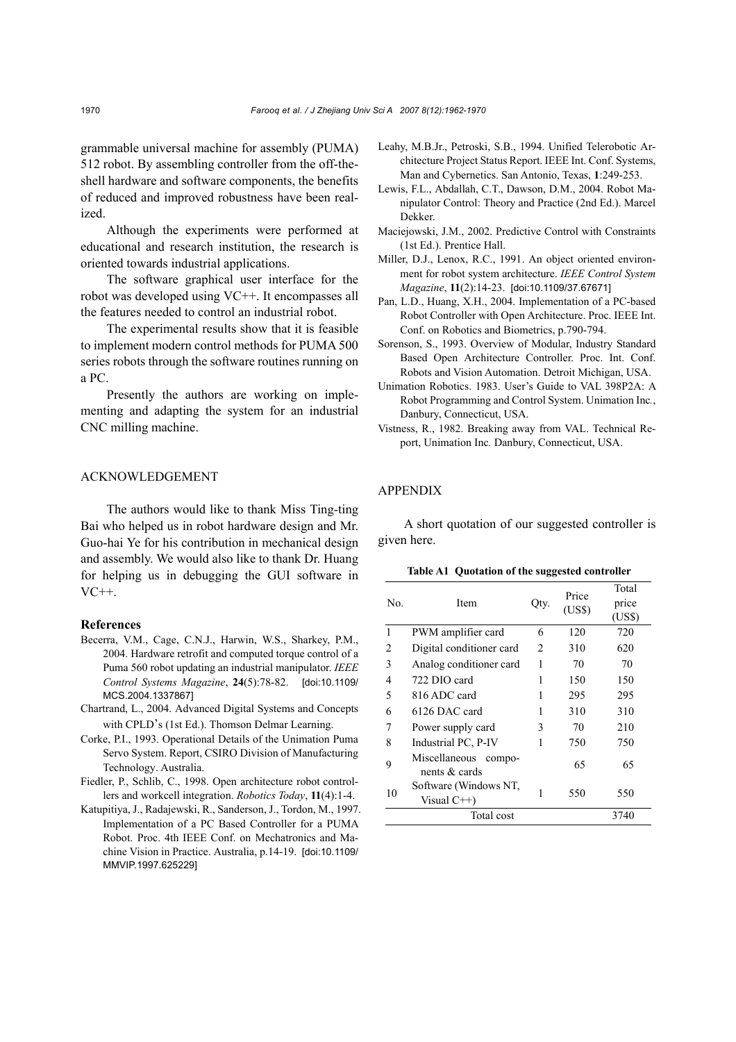grammable universal machine for assembly (PUMA) 512 robot. By assembling controller from the off-the-shell hardware and software components, the benefits of reduced and improved robustness have been realized.

Although the experiments were performed at educational and research institution, the research is oriented towards industrial applications.

The software graphical user interface for the robot was developed using VC++. It encompasses all the features needed to control an industrial robot.

The experimental results show that it is feasible to implement modern control methods for PUMA 500 series robots through the software routines running on a PC.

Presently the authors are working on implementing and adapting the system for an industrial CNC milling machine.

## ACKNOWLEDGEMENT

The authors would like to thank Miss Ting-ting Bai who helped us in robot hardware design and Mr. Guo-hai Ye for his contribution in mechanical design and assembly. We would also like to thank Dr. Huang for helping us in debugging the GUI software in VC++.

## References

Becerra, V.M., Cage, C.N.J., Harwin, W.S., Sharkey, P.M., 2004. Hardware retrofit and computed torque control of a Puma 560 robot updating an industrial manipulator. *IEEE Control Systems Magazine*, **24**(5):78-82. [doi:10.1109/MCS.2004.1337867]

Chartrand, L., 2004. Advanced Digital Systems and Concepts with CPLD's (1st Ed.). Thomson Delmar Learning.

Corke, P.I., 1993. Operational Details of the Unimation Puma Servo System. Report, CSIRO Division of Manufacturing Technology. Australia.

Fiedler, P., Schlib, C., 1998. Open architecture robot controllers and workcell integration. *Robotics Today*, **11**(4):1-4.

Katupitiya, J., Radajewski, R., Sanderson, J., Tordon, M., 1997. Implementation of a PC Based Controller for a PUMA Robot. Proc. 4th IEEE Conf. on Mechatronics and Machine Vision in Practice. Australia, p.14-19. [doi:10.1109/MMVIP.1997.625229]

Leahy, M.B.Jr., Petroski, S.B., 1994. Unified Telerobotic Architecture Project Status Report. IEEE Int. Conf. Systems, Man and Cybernetics. San Antonio, Texas, **1**:249-253.

Lewis, F.L., Abdallah, C.T., Dawson, D.M., 2004. Robot Manipulator Control: Theory and Practice (2nd Ed.). Marcel Dekker.

Maciejowski, J.M., 2002. Predictive Control with Constraints (1st Ed.). Prentice Hall.

Miller, D.J., Lenox, R.C., 1991. An object oriented environment for robot system architecture. *IEEE Control System Magazine*, **11**(2):14-23. [doi:10.1109/37.67671]

Pan, L.D., Huang, X.H., 2004. Implementation of a PC-based Robot Controller with Open Architecture. Proc. IEEE Int. Conf. on Robotics and Biometrics, p.790-794.

Sorenson, S., 1993. Overview of Modular, Industry Standard Based Open Architecture Controller. Proc. Int. Conf. Robots and Vision Automation. Detroit Michigan, USA.

Unimation Robotics. 1983. User's Guide to VAL 398P2A: A Robot Programming and Control System. Unimation Inc., Danbury, Connecticut, USA.

Vistness, R., 1982. Breaking away from VAL. Technical Report, Unimation Inc. Danbury, Connecticut, USA.

## APPENDIX

A short quotation of our suggested controller is given here.

**Table A1 Quotation of the suggested controller**

| No. | Item | Qty. | Price (US$) | Total price (US$) |
|---|---|---|---|---|
| 1 | PWM amplifier card | 6 | 120 | 720 |
| 2 | Digital conditioner card | 2 | 310 | 620 |
| 3 | Analog conditioner card | 1 | 70 | 70 |
| 4 | 722 DIO card | 1 | 150 | 150 |
| 5 | 816 ADC card | 1 | 295 | 295 |
| 6 | 6126 DAC card | 1 | 310 | 310 |
| 7 | Power supply card | 3 | 70 | 210 |
| 8 | Industrial PC, P-IV | 1 | 750 | 750 |
| 9 | Miscellaneous components & cards | | 65 | 65 |
| 10 | Software (Windows NT, Visual C++) | 1 | 550 | 550 |
| | Total cost | | | 3740 |